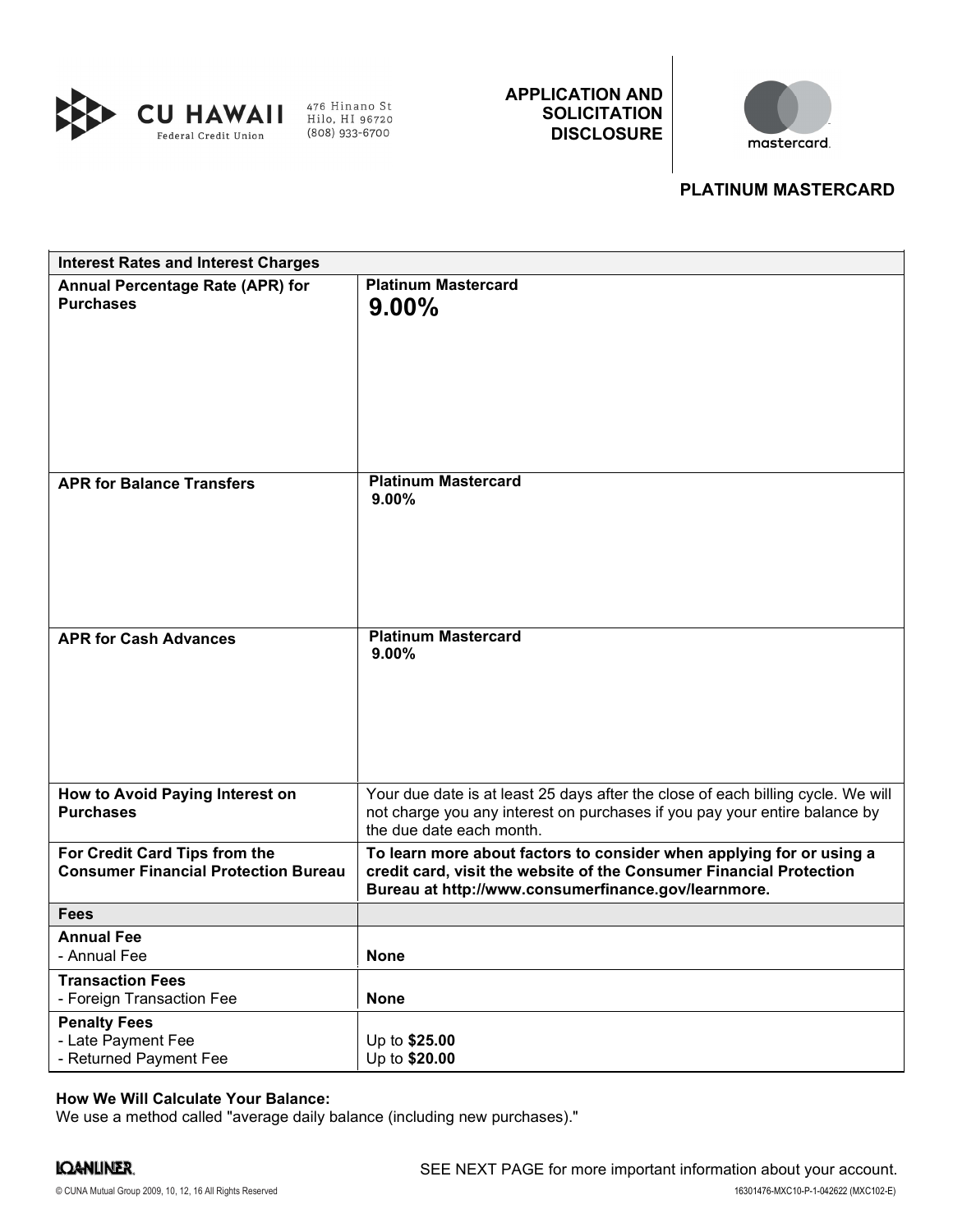CU HAWAII Federal Credit Union

476 Hinano St
Hilo, HI 96720
(808) 933-6700

**APPLICATION AND SOLICITATION DISCLOSURE**

mastercard

**PLATINUM MASTERCARD**

| **Interest Rates and Interest Charges** | |
|---|---|
| **Annual Percentage Rate (APR) for Purchases** | **Platinum Mastercard** **9.00%** |
| **APR for Balance Transfers** | **Platinum Mastercard** **9.00%** |
| **APR for Cash Advances** | **Platinum Mastercard** **9.00%** |
| **How to Avoid Paying Interest on Purchases** | Your due date is at least 25 days after the close of each billing cycle. We will not charge you any interest on purchases if you pay your entire balance by the due date each month. |
| **For Credit Card Tips from the Consumer Financial Protection Bureau** | **To learn more about factors to consider when applying for or using a credit card, visit the website of the Consumer Financial Protection Bureau at http://www.consumerfinance.gov/learnmore.** |
| **Fees** | |
| **Annual Fee** - Annual Fee | **None** |
| **Transaction Fees** - Foreign Transaction Fee | **None** |
| **Penalty Fees** - Late Payment Fee - Returned Payment Fee | Up to **$25.00** Up to **$20.00** |

**How We Will Calculate Your Balance:**
We use a method called "average daily balance (including new purchases)."

LOANLINER

SEE NEXT PAGE for more important information about your account.

© CUNA Mutual Group 2009, 10, 12, 16 All Rights Reserved

16301476-MXC10-P-1-042622 (MXC102-E)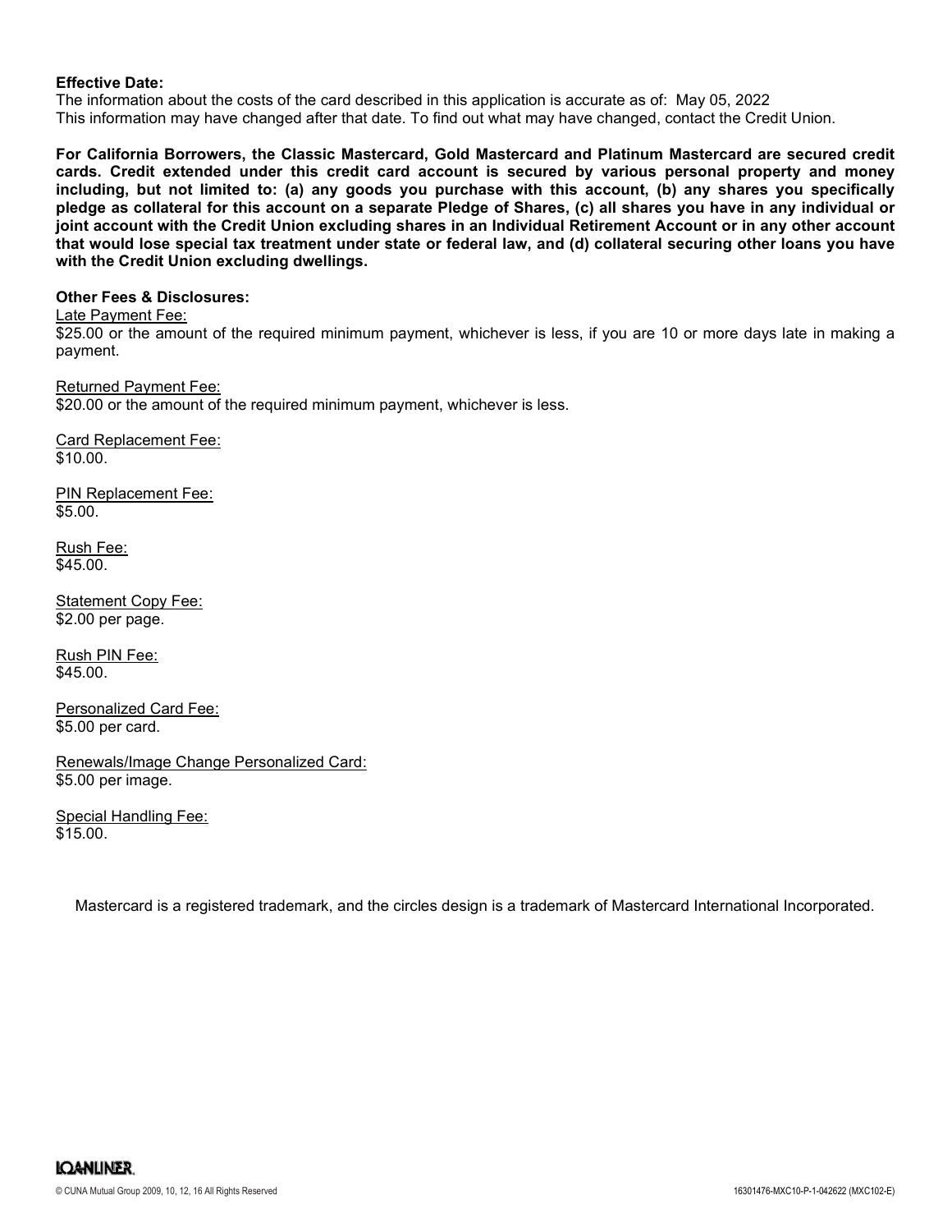**Effective Date:**

The information about the costs of the card described in this application is accurate as of: May 05, 2022
This information may have changed after that date. To find out what may have changed, contact the Credit Union.

**For California Borrowers, the Classic Mastercard, Gold Mastercard and Platinum Mastercard are secured credit cards. Credit extended under this credit card account is secured by various personal property and money including, but not limited to: (a) any goods you purchase with this account, (b) any shares you specifically pledge as collateral for this account on a separate Pledge of Shares, (c) all shares you have in any individual or joint account with the Credit Union excluding shares in an Individual Retirement Account or in any other account that would lose special tax treatment under state or federal law, and (d) collateral securing other loans you have with the Credit Union excluding dwellings.**

**Other Fees & Disclosures:**

Late Payment Fee:
$25.00 or the amount of the required minimum payment, whichever is less, if you are 10 or more days late in making a payment.

Returned Payment Fee:
$20.00 or the amount of the required minimum payment, whichever is less.

Card Replacement Fee:
$10.00.

PIN Replacement Fee:
$5.00.

Rush Fee:
$45.00.

Statement Copy Fee:
$2.00 per page.

Rush PIN Fee:
$45.00.

Personalized Card Fee:
$5.00 per card.

Renewals/Image Change Personalized Card:
$5.00 per image.

Special Handling Fee:
$15.00.

Mastercard is a registered trademark, and the circles design is a trademark of Mastercard International Incorporated.

LOANLINER

© CUNA Mutual Group 2009, 10, 12, 16 All Rights Reserved

16301476-MXC10-P-1-042622 (MXC102-E)